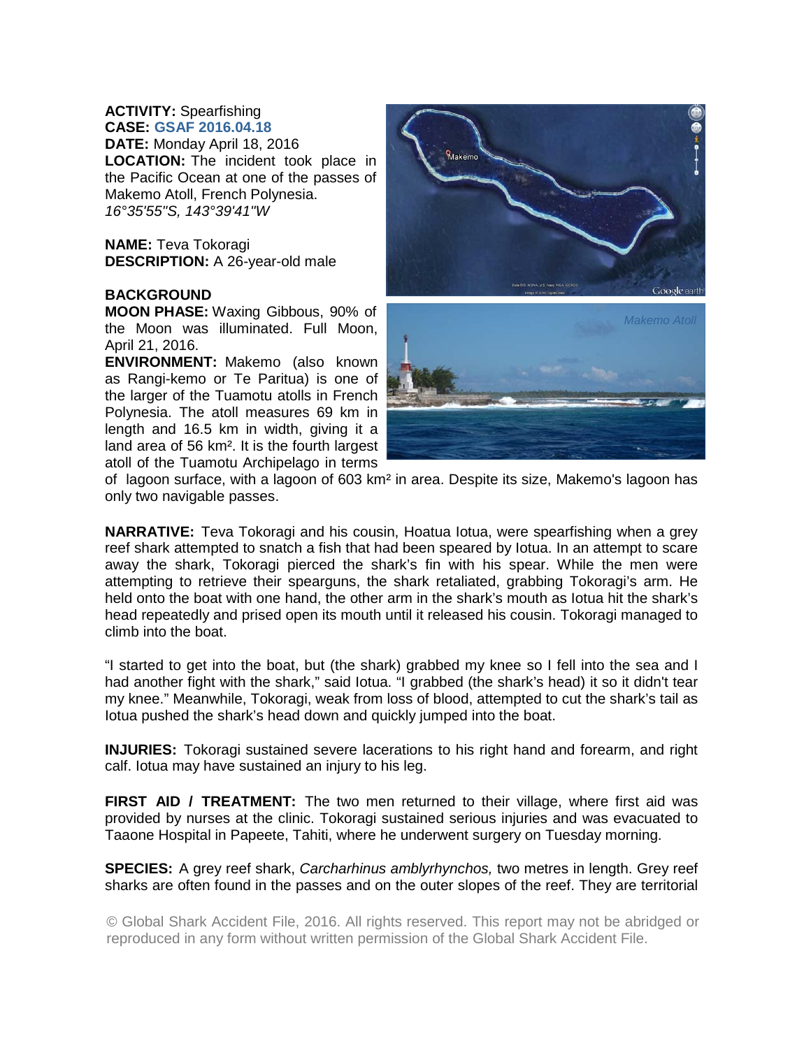**ACTIVITY:** Spearfishing
**CASE:** GSAF 2016.04.18
**DATE:** Monday April 18, 2016
**LOCATION:** The incident took place in the Pacific Ocean at one of the passes of Makemo Atoll, French Polynesia.
*16°35'55"S, 143°39'41"W*

**NAME:** Teva Tokoragi
**DESCRIPTION:** A 26-year-old male

**BACKGROUND**
**MOON PHASE:** Waxing Gibbous, 90% of the Moon was illuminated. Full Moon, April 21, 2016.
**ENVIRONMENT:** Makemo (also known as Rangi-kemo or Te Paritua) is one of the larger of the Tuamotu atolls in French Polynesia. The atoll measures 69 km in length and 16.5 km in width, giving it a land area of 56 km². It is the fourth largest atoll of the Tuamotu Archipelago in terms of lagoon surface, with a lagoon of 603 km² in area. Despite its size, Makemo's lagoon has only two navigable passes.

*Makemo Atoll*

**NARRATIVE:** Teva Tokoragi and his cousin, Hoatua Iotua, were spearfishing when a grey reef shark attempted to snatch a fish that had been speared by Iotua. In an attempt to scare away the shark, Tokoragi pierced the shark's fin with his spear. While the men were attempting to retrieve their spearguns, the shark retaliated, grabbing Tokoragi's arm. He held onto the boat with one hand, the other arm in the shark's mouth as Iotua hit the shark's head repeatedly and prised open its mouth until it released his cousin. Tokoragi managed to climb into the boat.

"I started to get into the boat, but (the shark) grabbed my knee so I fell into the sea and I had another fight with the shark," said Iotua. "I grabbed (the shark's head) it so it didn't tear my knee." Meanwhile, Tokoragi, weak from loss of blood, attempted to cut the shark's tail as Iotua pushed the shark's head down and quickly jumped into the boat.

**INJURIES:** Tokoragi sustained severe lacerations to his right hand and forearm, and right calf. Iotua may have sustained an injury to his leg.

**FIRST AID / TREATMENT:** The two men returned to their village, where first aid was provided by nurses at the clinic. Tokoragi sustained serious injuries and was evacuated to Taaone Hospital in Papeete, Tahiti, where he underwent surgery on Tuesday morning.

**SPECIES:** A grey reef shark, *Carcharhinus amblyrhynchos,* two metres in length. Grey reef sharks are often found in the passes and on the outer slopes of the reef. They are territorial

© Global Shark Accident File, 2016. All rights reserved. This report may not be abridged or reproduced in any form without written permission of the Global Shark Accident File.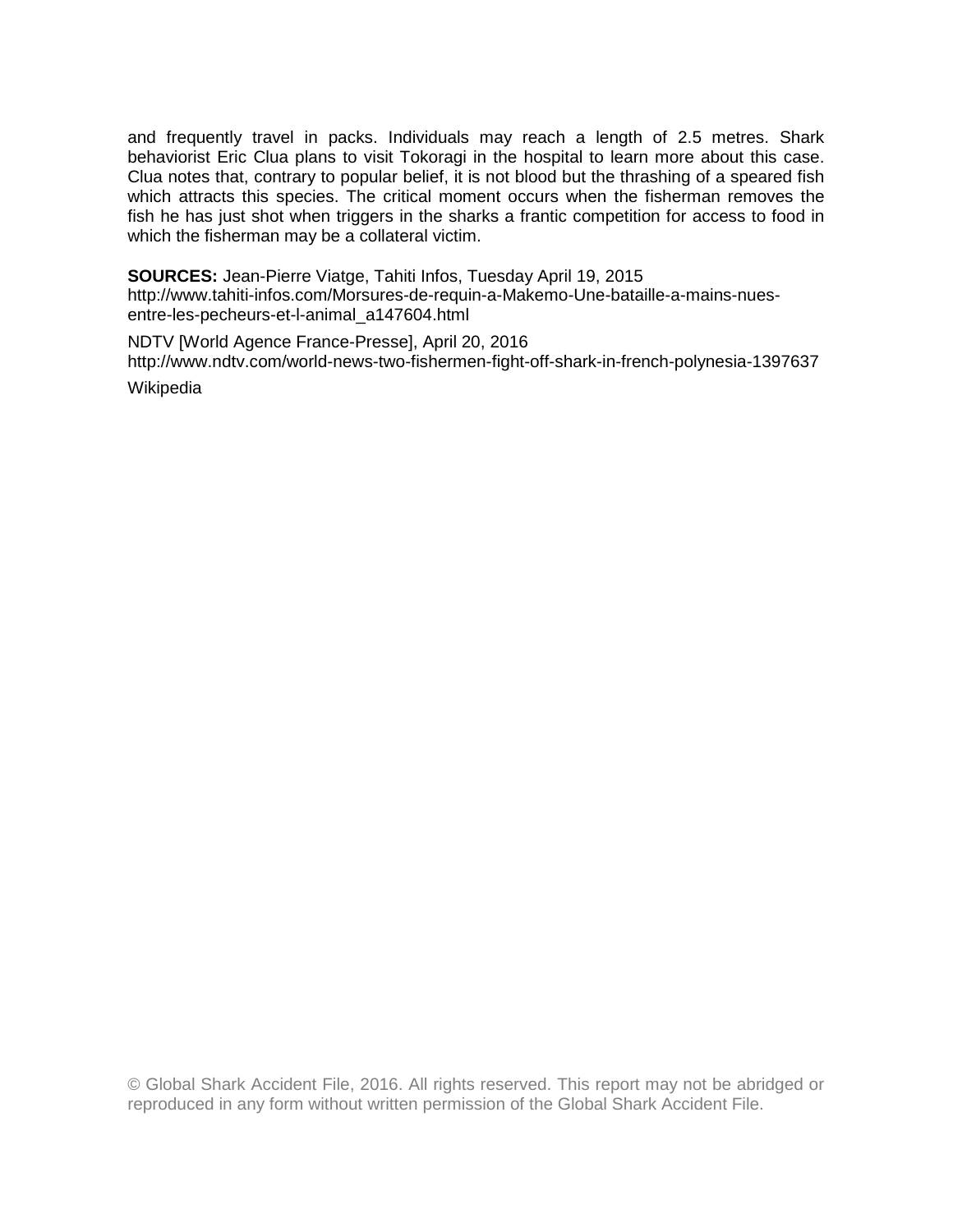and frequently travel in packs. Individuals may reach a length of 2.5 metres. Shark behaviorist Eric Clua plans to visit Tokoragi in the hospital to learn more about this case. Clua notes that, contrary to popular belief, it is not blood but the thrashing of a speared fish which attracts this species. The critical moment occurs when the fisherman removes the fish he has just shot when triggers in the sharks a frantic competition for access to food in which the fisherman may be a collateral victim.

**SOURCES:** Jean-Pierre Viatge, Tahiti Infos, Tuesday April 19, 2015
http://www.tahiti-infos.com/Morsures-de-requin-a-Makemo-Une-bataille-a-mains-nues-entre-les-pecheurs-et-l-animal_a147604.html

NDTV [World Agence France-Presse], April 20, 2016
http://www.ndtv.com/world-news-two-fishermen-fight-off-shark-in-french-polynesia-1397637

Wikipedia

© Global Shark Accident File, 2016. All rights reserved. This report may not be abridged or reproduced in any form without written permission of the Global Shark Accident File.